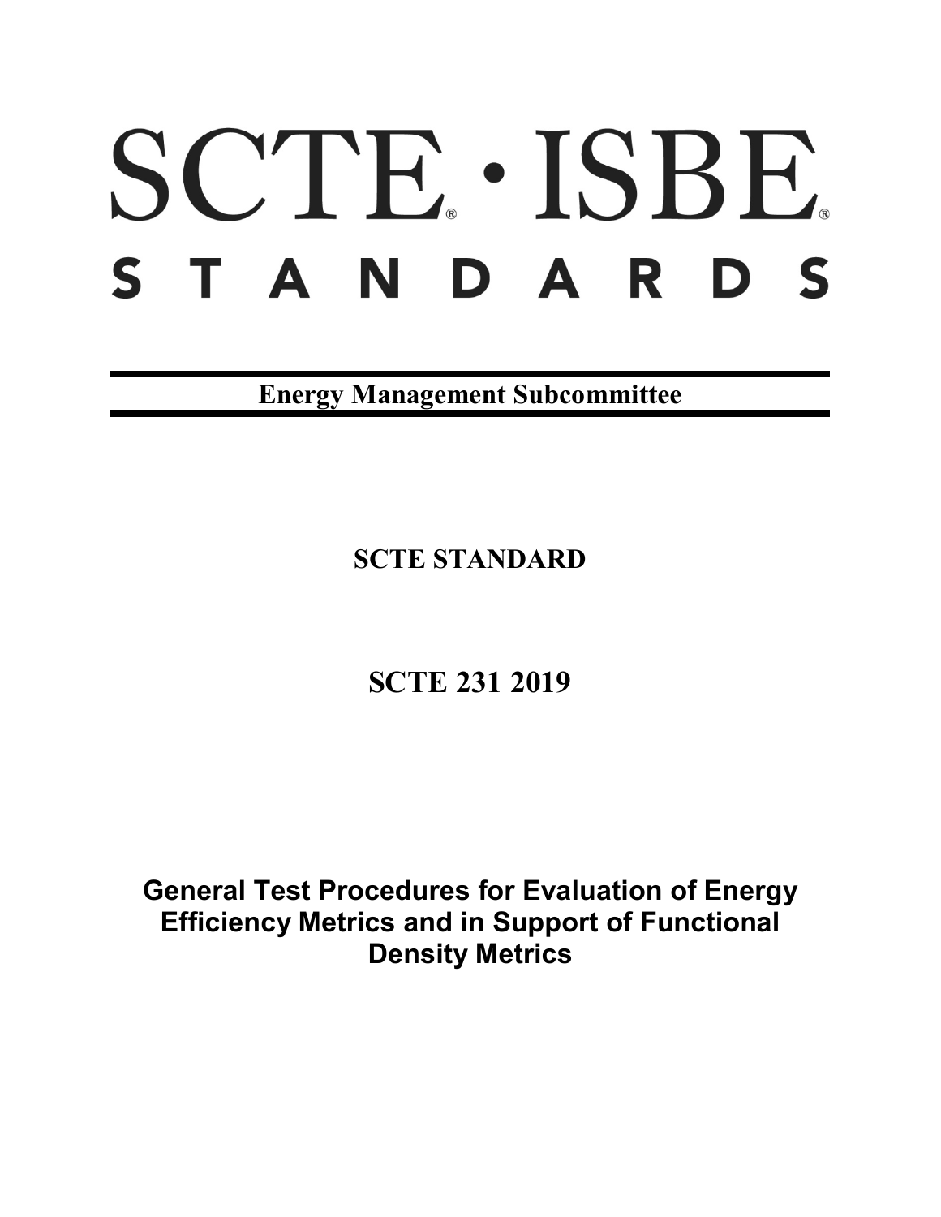# SCTE · ISBE STANDARDS

**Energy Management Subcommittee**

**SCTE STANDARD**

**SCTE 231 2019**

**General Test Procedures for Evaluation of Energy Efficiency Metrics and in Support of Functional Density Metrics**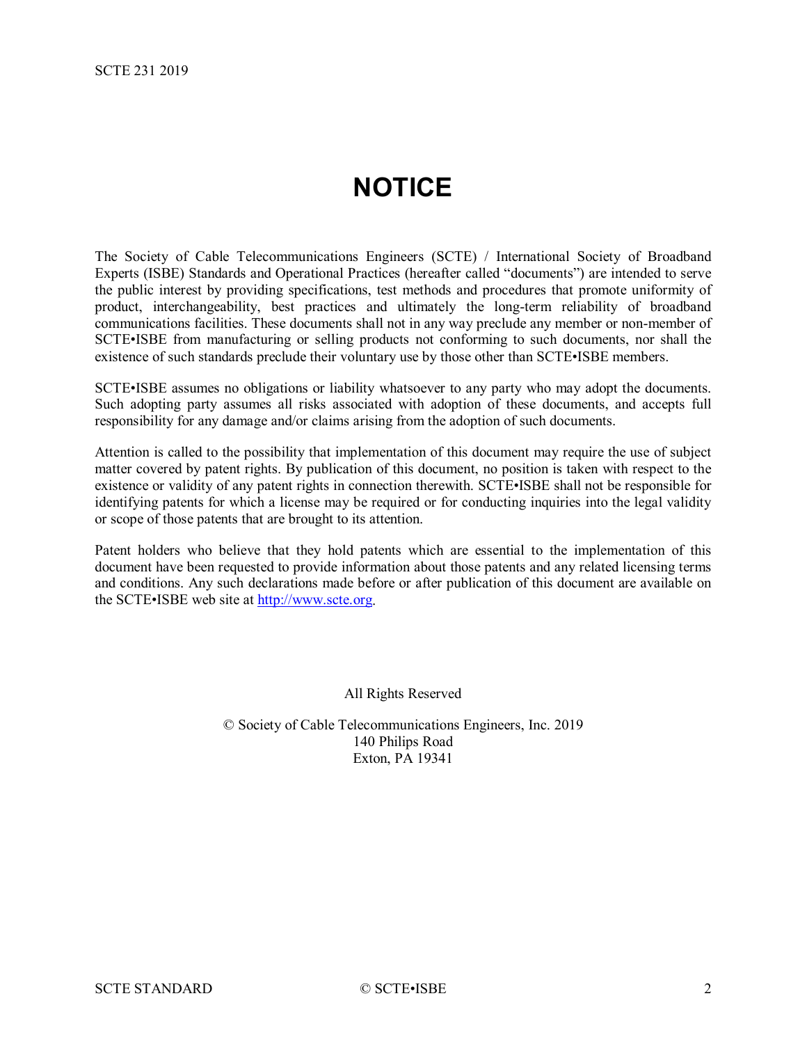# NOTICE

The Society of Cable Telecommunications Engineers (SCTE) / International Society of Broadband Experts (ISBE) Standards and Operational Practices (hereafter called "documents") are intended to serve the public interest by providing specifications, test methods and procedures that promote uniformity of product, interchangeability, best practices and ultimately the long-term reliability of broadband communications facilities. These documents shall not in any way preclude any member or non-member of SCTE•ISBE from manufacturing or selling products not conforming to such documents, nor shall the existence of such standards preclude their voluntary use by those other than SCTE•ISBE members.

SCTE•ISBE assumes no obligations or liability whatsoever to any party who may adopt the documents. Such adopting party assumes all risks associated with adoption of these documents, and accepts full responsibility for any damage and/or claims arising from the adoption of such documents.

Attention is called to the possibility that implementation of this document may require the use of subject matter covered by patent rights. By publication of this document, no position is taken with respect to the existence or validity of any patent rights in connection therewith. SCTE•ISBE shall not be responsible for identifying patents for which a license may be required or for conducting inquiries into the legal validity or scope of those patents that are brought to its attention.

Patent holders who believe that they hold patents which are essential to the implementation of this document have been requested to provide information about those patents and any related licensing terms and conditions. Any such declarations made before or after publication of this document are available on the SCTE•ISBE web site at [http://www.scte.org](http://www.scte.org).

All Rights Reserved

© Society of Cable Telecommunications Engineers, Inc. 2019
140 Philips Road
Exton, PA 19341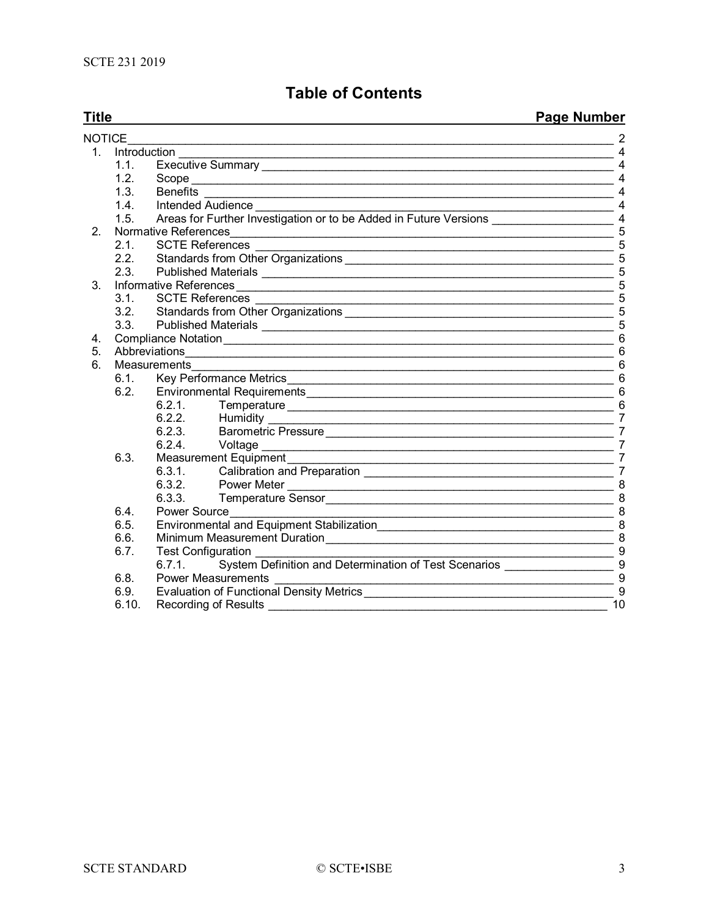# Table of Contents

| Title | Page Number |
|---|---|
| NOTICE | 2 |
| 1. Introduction | 4 |
| 1.1. Executive Summary | 4 |
| 1.2. Scope | 4 |
| 1.3. Benefits | 4 |
| 1.4. Intended Audience | 4 |
| 1.5. Areas for Further Investigation or to be Added in Future Versions | 4 |
| 2. Normative References | 5 |
| 2.1. SCTE References | 5 |
| 2.2. Standards from Other Organizations | 5 |
| 2.3. Published Materials | 5 |
| 3. Informative References | 5 |
| 3.1. SCTE References | 5 |
| 3.2. Standards from Other Organizations | 5 |
| 3.3. Published Materials | 5 |
| 4. Compliance Notation | 6 |
| 5. Abbreviations | 6 |
| 6. Measurements | 6 |
| 6.1. Key Performance Metrics | 6 |
| 6.2. Environmental Requirements | 6 |
| 6.2.1. Temperature | 6 |
| 6.2.2. Humidity | 7 |
| 6.2.3. Barometric Pressure | 7 |
| 6.2.4. Voltage | 7 |
| 6.3. Measurement Equipment | 7 |
| 6.3.1. Calibration and Preparation | 7 |
| 6.3.2. Power Meter | 8 |
| 6.3.3. Temperature Sensor | 8 |
| 6.4. Power Source | 8 |
| 6.5. Environmental and Equipment Stabilization | 8 |
| 6.6. Minimum Measurement Duration | 8 |
| 6.7. Test Configuration | 9 |
| 6.7.1. System Definition and Determination of Test Scenarios | 9 |
| 6.8. Power Measurements | 9 |
| 6.9. Evaluation of Functional Density Metrics | 9 |
| 6.10. Recording of Results | 10 |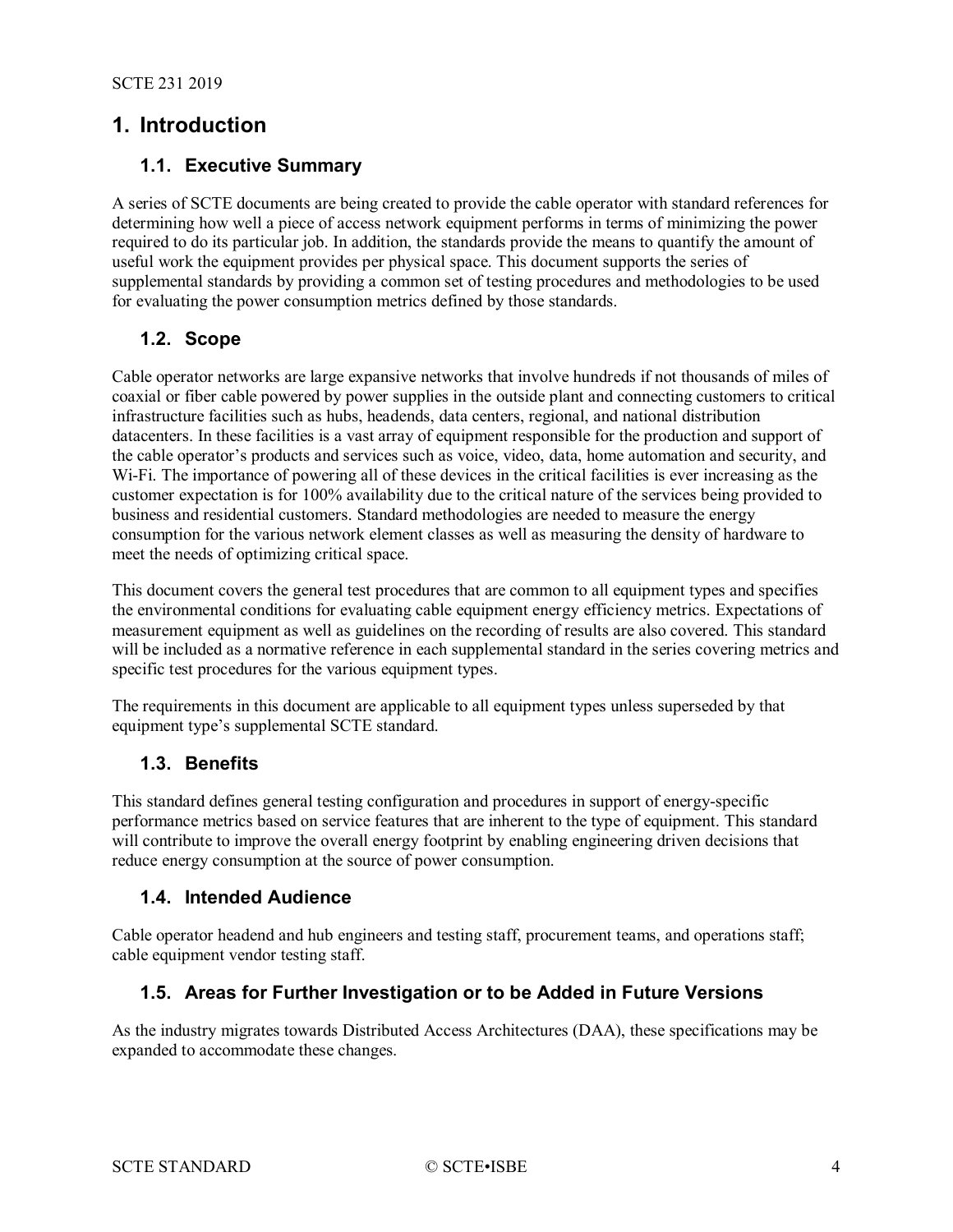# 1. Introduction

## 1.1. Executive Summary

A series of SCTE documents are being created to provide the cable operator with standard references for determining how well a piece of access network equipment performs in terms of minimizing the power required to do its particular job. In addition, the standards provide the means to quantify the amount of useful work the equipment provides per physical space. This document supports the series of supplemental standards by providing a common set of testing procedures and methodologies to be used for evaluating the power consumption metrics defined by those standards.

## 1.2. Scope

Cable operator networks are large expansive networks that involve hundreds if not thousands of miles of coaxial or fiber cable powered by power supplies in the outside plant and connecting customers to critical infrastructure facilities such as hubs, headends, data centers, regional, and national distribution datacenters. In these facilities is a vast array of equipment responsible for the production and support of the cable operator's products and services such as voice, video, data, home automation and security, and Wi-Fi. The importance of powering all of these devices in the critical facilities is ever increasing as the customer expectation is for 100% availability due to the critical nature of the services being provided to business and residential customers. Standard methodologies are needed to measure the energy consumption for the various network element classes as well as measuring the density of hardware to meet the needs of optimizing critical space.

This document covers the general test procedures that are common to all equipment types and specifies the environmental conditions for evaluating cable equipment energy efficiency metrics. Expectations of measurement equipment as well as guidelines on the recording of results are also covered. This standard will be included as a normative reference in each supplemental standard in the series covering metrics and specific test procedures for the various equipment types.

The requirements in this document are applicable to all equipment types unless superseded by that equipment type's supplemental SCTE standard.

## 1.3. Benefits

This standard defines general testing configuration and procedures in support of energy-specific performance metrics based on service features that are inherent to the type of equipment. This standard will contribute to improve the overall energy footprint by enabling engineering driven decisions that reduce energy consumption at the source of power consumption.

## 1.4. Intended Audience

Cable operator headend and hub engineers and testing staff, procurement teams, and operations staff; cable equipment vendor testing staff.

## 1.5. Areas for Further Investigation or to be Added in Future Versions

As the industry migrates towards Distributed Access Architectures (DAA), these specifications may be expanded to accommodate these changes.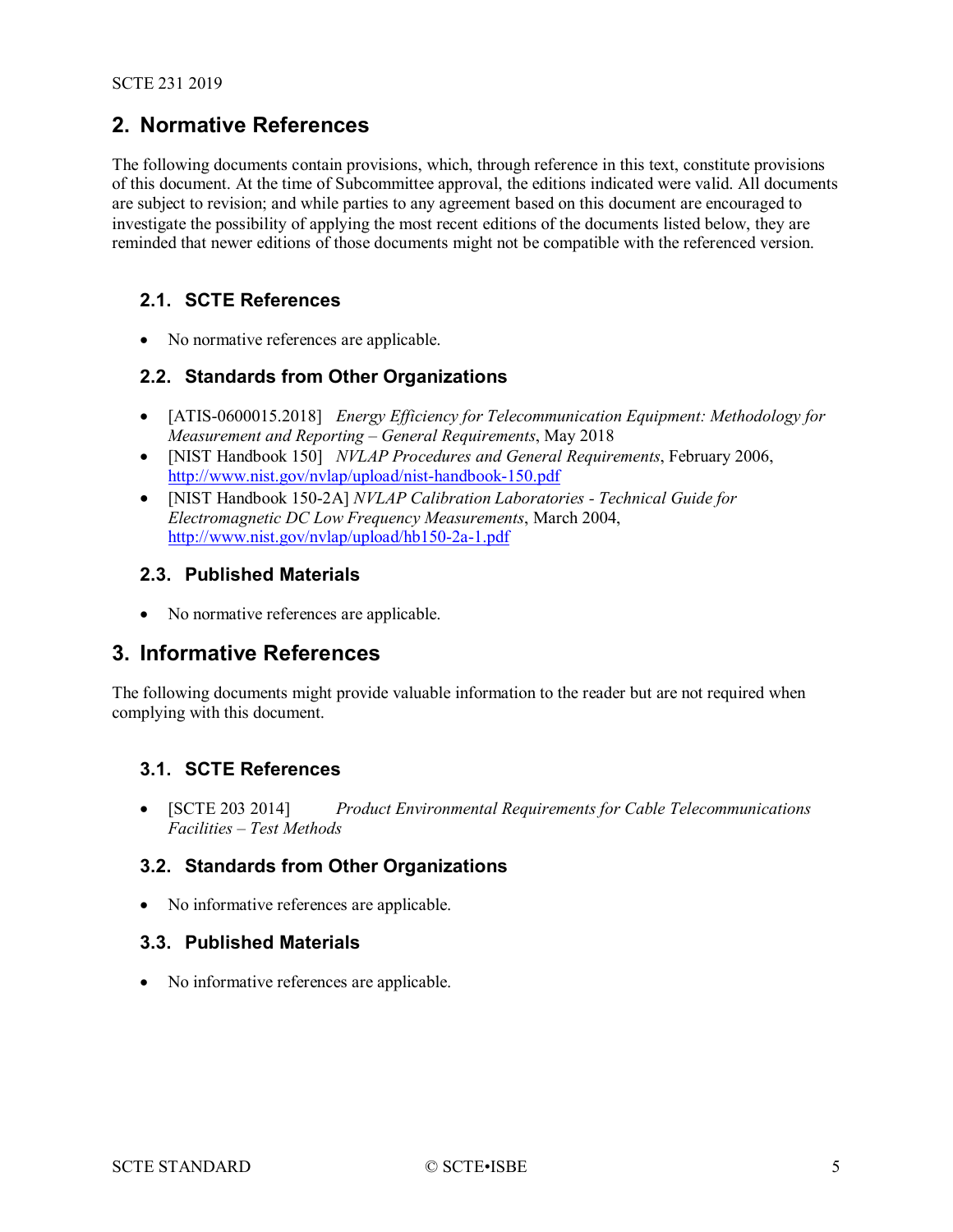## 2. Normative References

The following documents contain provisions, which, through reference in this text, constitute provisions of this document. At the time of Subcommittee approval, the editions indicated were valid. All documents are subject to revision; and while parties to any agreement based on this document are encouraged to investigate the possibility of applying the most recent editions of the documents listed below, they are reminded that newer editions of those documents might not be compatible with the referenced version.

### 2.1. SCTE References

- No normative references are applicable.

### 2.2. Standards from Other Organizations

- [ATIS-0600015.2018] *Energy Efficiency for Telecommunication Equipment: Methodology for Measurement and Reporting – General Requirements*, May 2018
- [NIST Handbook 150] *NVLAP Procedures and General Requirements*, February 2006, http://www.nist.gov/nvlap/upload/nist-handbook-150.pdf
- [NIST Handbook 150-2A] *NVLAP Calibration Laboratories - Technical Guide for Electromagnetic DC Low Frequency Measurements*, March 2004, http://www.nist.gov/nvlap/upload/hb150-2a-1.pdf

### 2.3. Published Materials

- No normative references are applicable.

## 3. Informative References

The following documents might provide valuable information to the reader but are not required when complying with this document.

### 3.1. SCTE References

- [SCTE 203 2014] *Product Environmental Requirements for Cable Telecommunications Facilities – Test Methods*

### 3.2. Standards from Other Organizations

- No informative references are applicable.

### 3.3. Published Materials

- No informative references are applicable.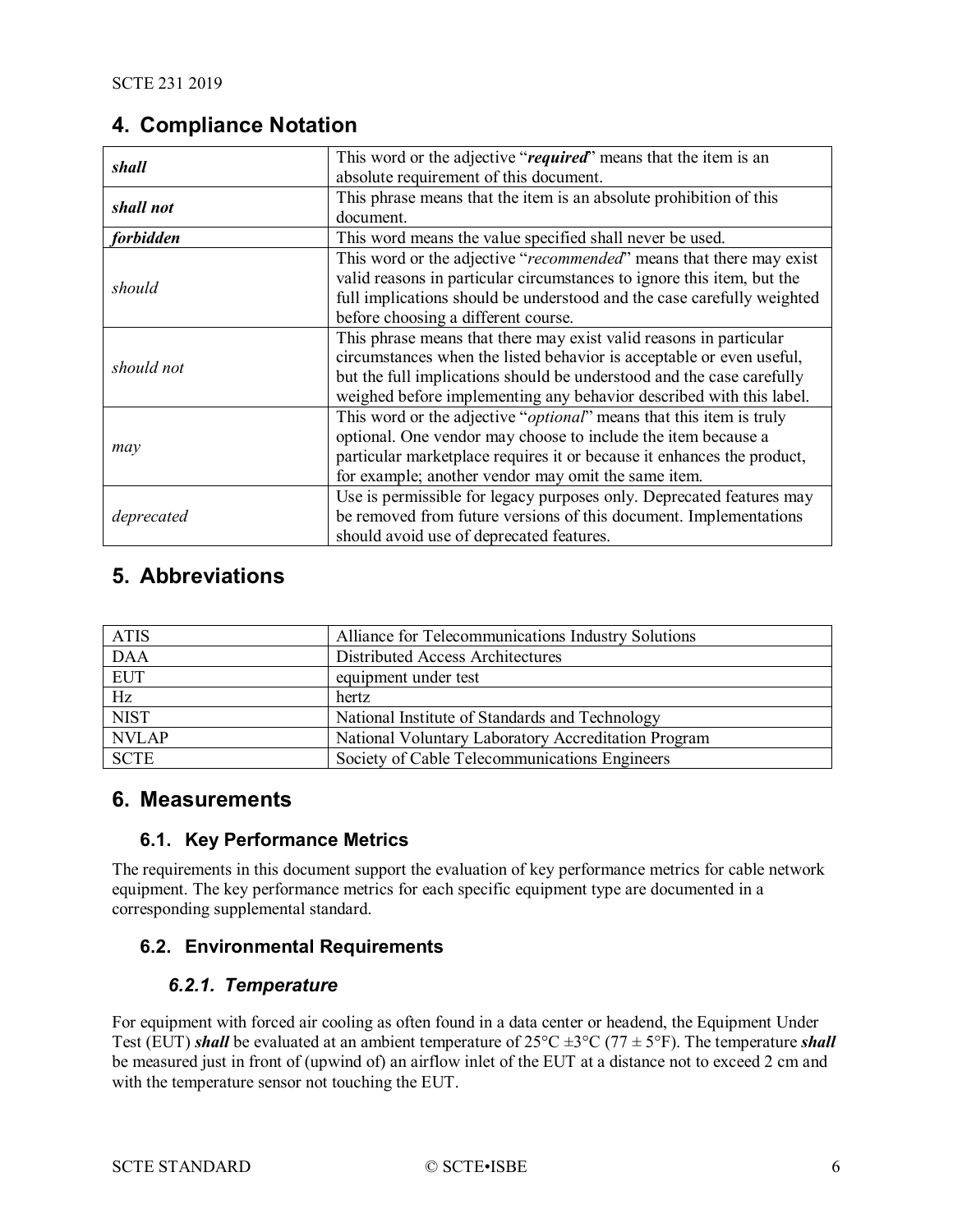## 4. Compliance Notation

| | |
|---|---|
| ***shall*** | This word or the adjective "***required***" means that the item is an absolute requirement of this document. |
| ***shall not*** | This phrase means that the item is an absolute prohibition of this document. |
| ***forbidden*** | This word means the value specified shall never be used. |
| *should* | This word or the adjective "*recommended*" means that there may exist valid reasons in particular circumstances to ignore this item, but the full implications should be understood and the case carefully weighted before choosing a different course. |
| *should not* | This phrase means that there may exist valid reasons in particular circumstances when the listed behavior is acceptable or even useful, but the full implications should be understood and the case carefully weighed before implementing any behavior described with this label. |
| *may* | This word or the adjective "*optional*" means that this item is truly optional. One vendor may choose to include the item because a particular marketplace requires it or because it enhances the product, for example; another vendor may omit the same item. |
| *deprecated* | Use is permissible for legacy purposes only. Deprecated features may be removed from future versions of this document. Implementations should avoid use of deprecated features. |

## 5. Abbreviations

| | |
|---|---|
| ATIS | Alliance for Telecommunications Industry Solutions |
| DAA | Distributed Access Architectures |
| EUT | equipment under test |
| Hz | hertz |
| NIST | National Institute of Standards and Technology |
| NVLAP | National Voluntary Laboratory Accreditation Program |
| SCTE | Society of Cable Telecommunications Engineers |

## 6. Measurements

### 6.1. Key Performance Metrics

The requirements in this document support the evaluation of key performance metrics for cable network equipment. The key performance metrics for each specific equipment type are documented in a corresponding supplemental standard.

### 6.2. Environmental Requirements

#### *6.2.1. Temperature*

For equipment with forced air cooling as often found in a data center or headend, the Equipment Under Test (EUT) ***shall*** be evaluated at an ambient temperature of 25°C ±3°C (77 ± 5°F). The temperature ***shall*** be measured just in front of (upwind of) an airflow inlet of the EUT at a distance not to exceed 2 cm and with the temperature sensor not touching the EUT.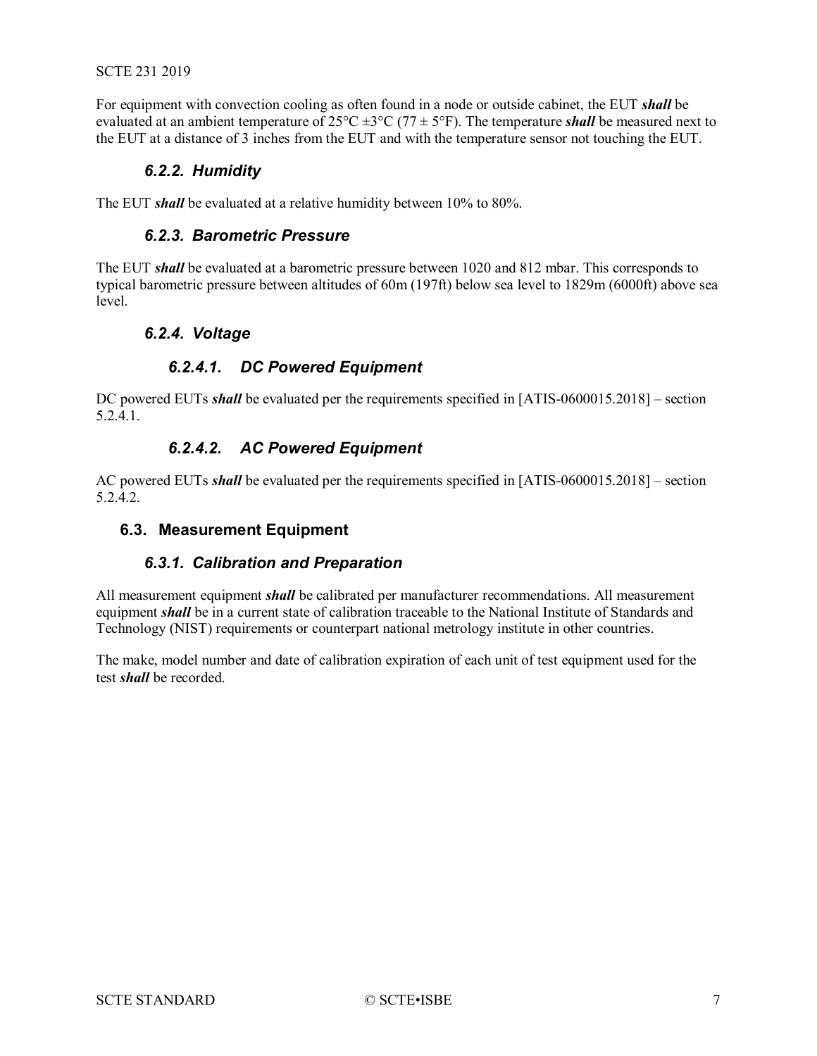For equipment with convection cooling as often found in a node or outside cabinet, the EUT ***shall*** be evaluated at an ambient temperature of 25°C ±3°C (77 ± 5°F). The temperature ***shall*** be measured next to the EUT at a distance of 3 inches from the EUT and with the temperature sensor not touching the EUT.

### *6.2.2. Humidity*

The EUT ***shall*** be evaluated at a relative humidity between 10% to 80%.

### *6.2.3. Barometric Pressure*

The EUT ***shall*** be evaluated at a barometric pressure between 1020 and 812 mbar. This corresponds to typical barometric pressure between altitudes of 60m (197ft) below sea level to 1829m (6000ft) above sea level.

### *6.2.4. Voltage*

#### *6.2.4.1. DC Powered Equipment*

DC powered EUTs ***shall*** be evaluated per the requirements specified in [ATIS-0600015.2018] – section 5.2.4.1.

#### *6.2.4.2. AC Powered Equipment*

AC powered EUTs ***shall*** be evaluated per the requirements specified in [ATIS-0600015.2018] – section 5.2.4.2.

## 6.3. Measurement Equipment

### *6.3.1. Calibration and Preparation*

All measurement equipment ***shall*** be calibrated per manufacturer recommendations. All measurement equipment ***shall*** be in a current state of calibration traceable to the National Institute of Standards and Technology (NIST) requirements or counterpart national metrology institute in other countries.

The make, model number and date of calibration expiration of each unit of test equipment used for the test ***shall*** be recorded.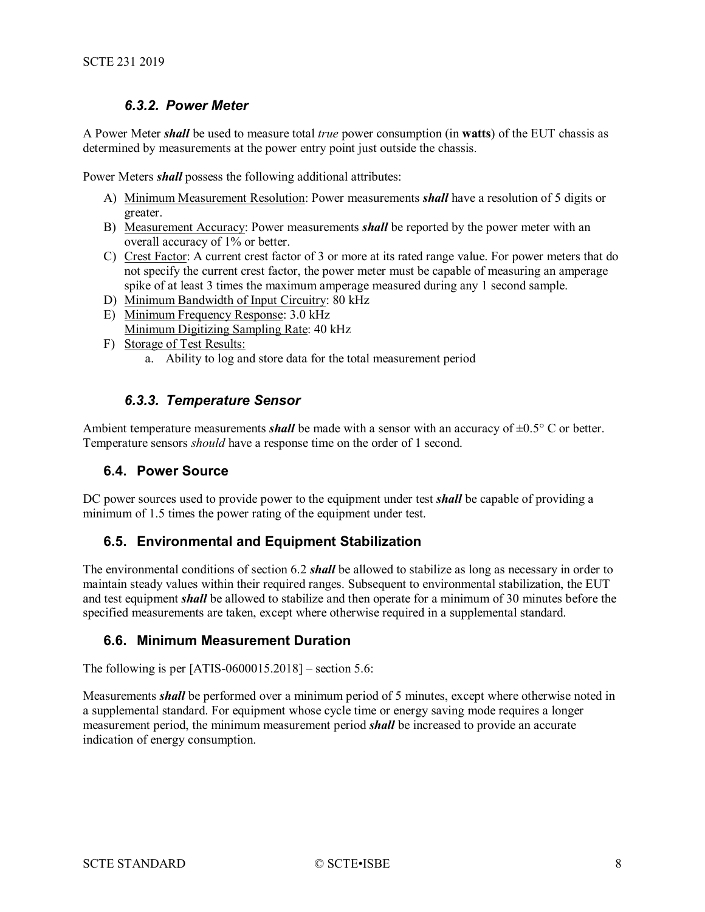### *6.3.2. Power Meter*

A Power Meter ***shall*** be used to measure total *true* power consumption (in **watts**) of the EUT chassis as determined by measurements at the power entry point just outside the chassis.

Power Meters ***shall*** possess the following additional attributes:

A) Minimum Measurement Resolution: Power measurements ***shall*** have a resolution of 5 digits or greater.
B) Measurement Accuracy: Power measurements ***shall*** be reported by the power meter with an overall accuracy of 1% or better.
C) Crest Factor: A current crest factor of 3 or more at its rated range value. For power meters that do not specify the current crest factor, the power meter must be capable of measuring an amperage spike of at least 3 times the maximum amperage measured during any 1 second sample.
D) Minimum Bandwidth of Input Circuitry: 80 kHz
E) Minimum Frequency Response: 3.0 kHz
   Minimum Digitizing Sampling Rate: 40 kHz
F) Storage of Test Results:
   a. Ability to log and store data for the total measurement period

### *6.3.3. Temperature Sensor*

Ambient temperature measurements ***shall*** be made with a sensor with an accuracy of ±0.5° C or better. Temperature sensors *should* have a response time on the order of 1 second.

## 6.4. Power Source

DC power sources used to provide power to the equipment under test ***shall*** be capable of providing a minimum of 1.5 times the power rating of the equipment under test.

## 6.5. Environmental and Equipment Stabilization

The environmental conditions of section 6.2 ***shall*** be allowed to stabilize as long as necessary in order to maintain steady values within their required ranges. Subsequent to environmental stabilization, the EUT and test equipment ***shall*** be allowed to stabilize and then operate for a minimum of 30 minutes before the specified measurements are taken, except where otherwise required in a supplemental standard.

## 6.6. Minimum Measurement Duration

The following is per [ATIS-0600015.2018] – section 5.6:

Measurements ***shall*** be performed over a minimum period of 5 minutes, except where otherwise noted in a supplemental standard. For equipment whose cycle time or energy saving mode requires a longer measurement period, the minimum measurement period ***shall*** be increased to provide an accurate indication of energy consumption.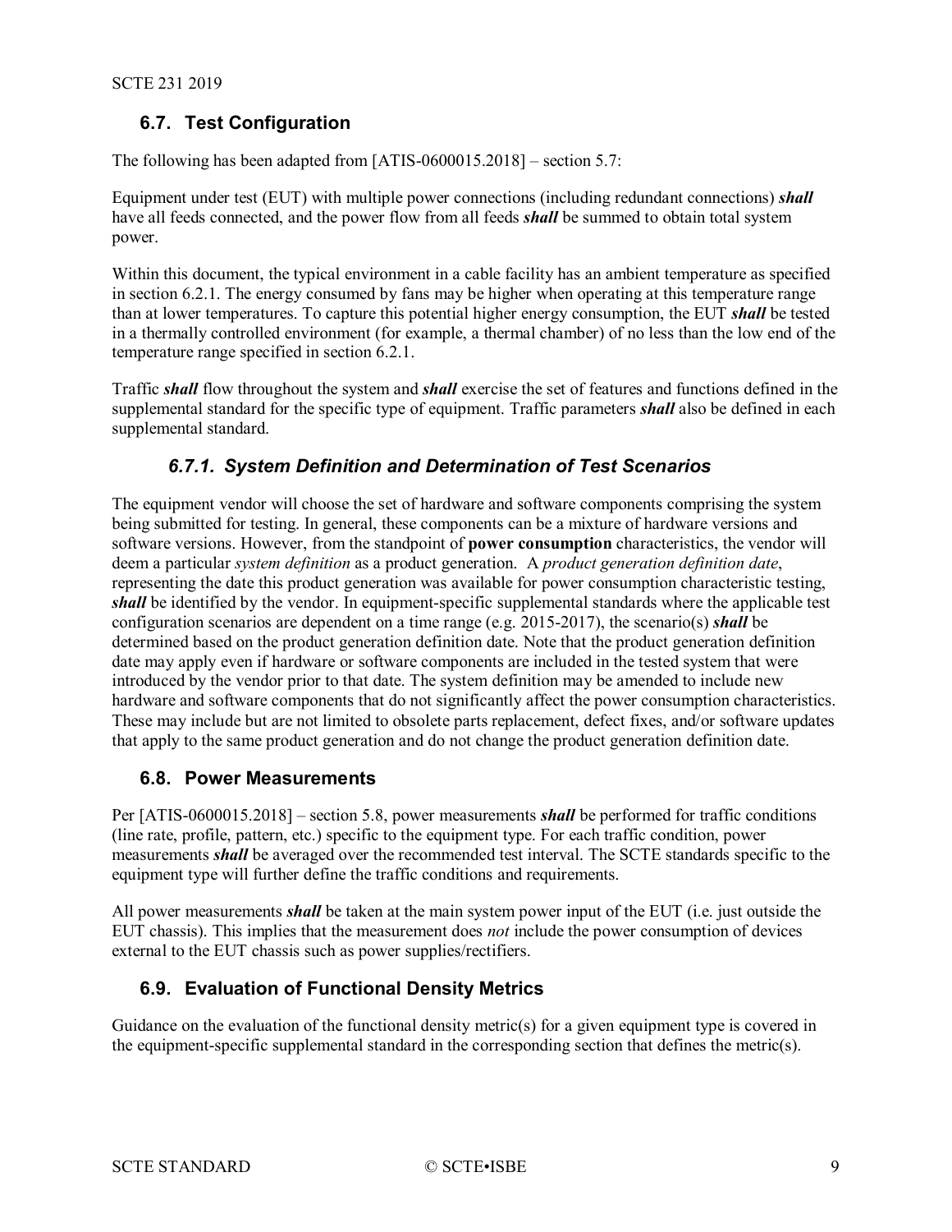## 6.7. Test Configuration

The following has been adapted from [ATIS-0600015.2018] – section 5.7:

Equipment under test (EUT) with multiple power connections (including redundant connections) ***shall*** have all feeds connected, and the power flow from all feeds ***shall*** be summed to obtain total system power.

Within this document, the typical environment in a cable facility has an ambient temperature as specified in section 6.2.1. The energy consumed by fans may be higher when operating at this temperature range than at lower temperatures. To capture this potential higher energy consumption, the EUT ***shall*** be tested in a thermally controlled environment (for example, a thermal chamber) of no less than the low end of the temperature range specified in section 6.2.1.

Traffic ***shall*** flow throughout the system and ***shall*** exercise the set of features and functions defined in the supplemental standard for the specific type of equipment. Traffic parameters ***shall*** also be defined in each supplemental standard.

### *6.7.1. System Definition and Determination of Test Scenarios*

The equipment vendor will choose the set of hardware and software components comprising the system being submitted for testing. In general, these components can be a mixture of hardware versions and software versions. However, from the standpoint of **power consumption** characteristics, the vendor will deem a particular *system definition* as a product generation. A *product generation definition date*, representing the date this product generation was available for power consumption characteristic testing, ***shall*** be identified by the vendor. In equipment-specific supplemental standards where the applicable test configuration scenarios are dependent on a time range (e.g. 2015-2017), the scenario(s) ***shall*** be determined based on the product generation definition date. Note that the product generation definition date may apply even if hardware or software components are included in the tested system that were introduced by the vendor prior to that date. The system definition may be amended to include new hardware and software components that do not significantly affect the power consumption characteristics. These may include but are not limited to obsolete parts replacement, defect fixes, and/or software updates that apply to the same product generation and do not change the product generation definition date.

## 6.8. Power Measurements

Per [ATIS-0600015.2018] – section 5.8, power measurements ***shall*** be performed for traffic conditions (line rate, profile, pattern, etc.) specific to the equipment type. For each traffic condition, power measurements ***shall*** be averaged over the recommended test interval. The SCTE standards specific to the equipment type will further define the traffic conditions and requirements.

All power measurements ***shall*** be taken at the main system power input of the EUT (i.e. just outside the EUT chassis). This implies that the measurement does *not* include the power consumption of devices external to the EUT chassis such as power supplies/rectifiers.

## 6.9. Evaluation of Functional Density Metrics

Guidance on the evaluation of the functional density metric(s) for a given equipment type is covered in the equipment-specific supplemental standard in the corresponding section that defines the metric(s).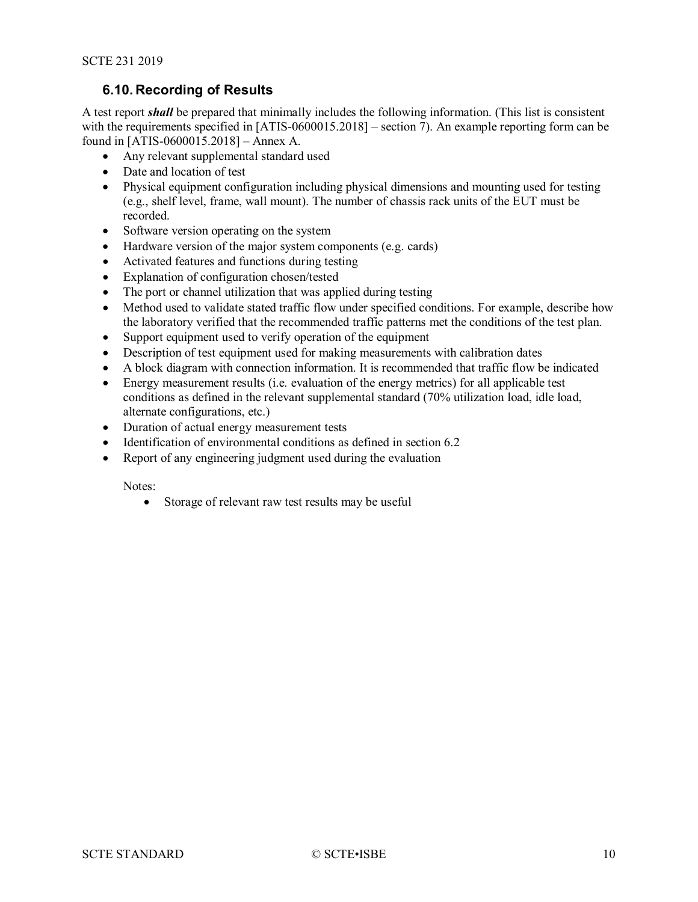## 6.10. Recording of Results

A test report ***shall*** be prepared that minimally includes the following information. (This list is consistent with the requirements specified in [ATIS-0600015.2018] – section 7). An example reporting form can be found in [ATIS-0600015.2018] – Annex A.

- Any relevant supplemental standard used
- Date and location of test
- Physical equipment configuration including physical dimensions and mounting used for testing (e.g., shelf level, frame, wall mount). The number of chassis rack units of the EUT must be recorded.
- Software version operating on the system
- Hardware version of the major system components (e.g. cards)
- Activated features and functions during testing
- Explanation of configuration chosen/tested
- The port or channel utilization that was applied during testing
- Method used to validate stated traffic flow under specified conditions. For example, describe how the laboratory verified that the recommended traffic patterns met the conditions of the test plan.
- Support equipment used to verify operation of the equipment
- Description of test equipment used for making measurements with calibration dates
- A block diagram with connection information. It is recommended that traffic flow be indicated
- Energy measurement results (i.e. evaluation of the energy metrics) for all applicable test conditions as defined in the relevant supplemental standard (70% utilization load, idle load, alternate configurations, etc.)
- Duration of actual energy measurement tests
- Identification of environmental conditions as defined in section 6.2
- Report of any engineering judgment used during the evaluation

Notes:

- Storage of relevant raw test results may be useful